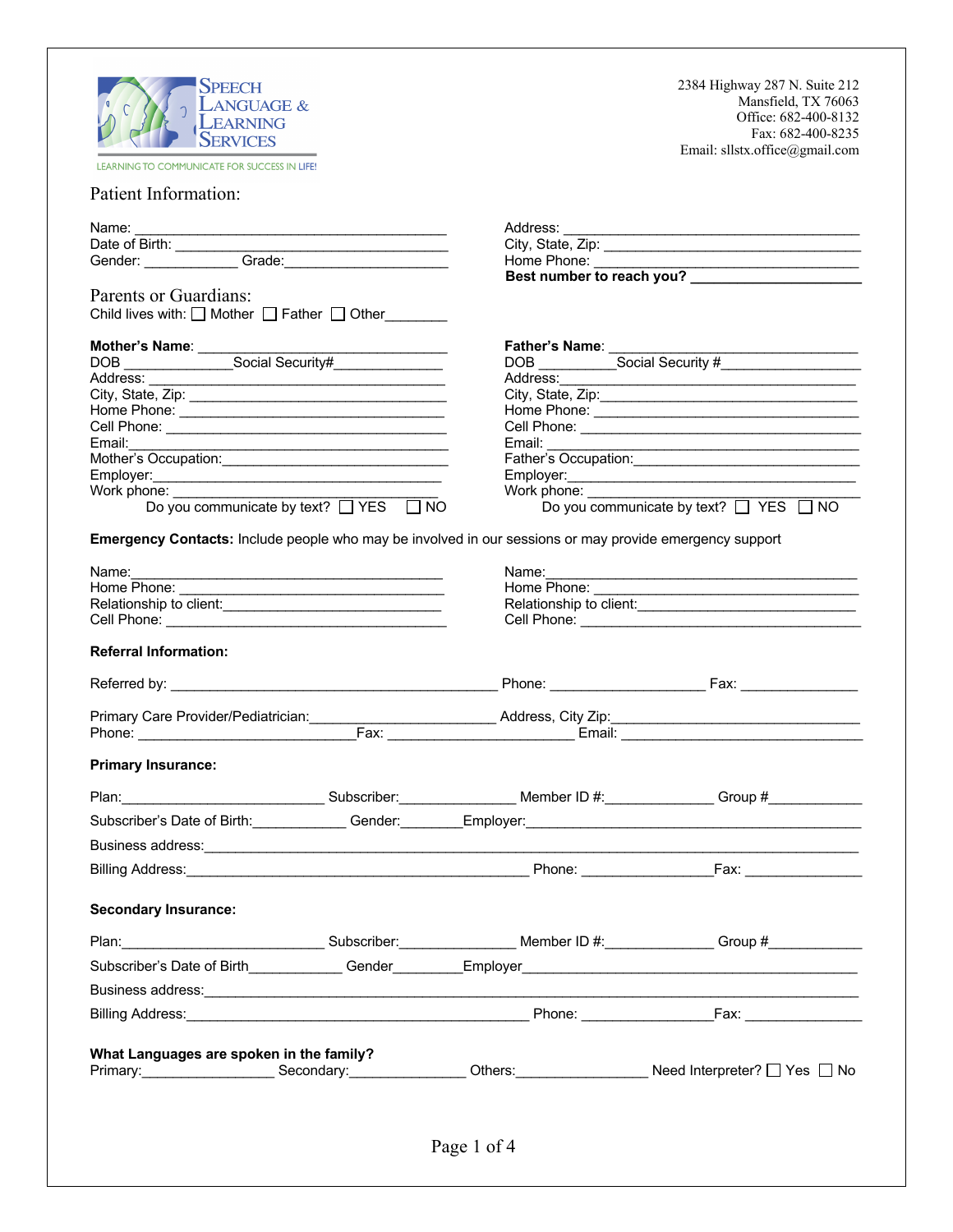**SPEECH LANGUAGE & LEARNING SERVICES**

LEARNING TO COMMUNICATE FOR SUCCESS IN LIFE!

2384 Highway 287 N. Suite 212
Mansfield, TX 76063
Office: 682-400-8132
Fax: 682-400-8235
Email: sllstx.office@gmail.com

## Patient Information:

Name: ________________________________________
Date of Birth: ____________________________________
Gender: ____________ Grade:_____________________

Address: ______________________________________
City, State, Zip: ________________________________
Home Phone: ___________________________________
**Best number to reach you?** _____________________

## Parents or Guardians:

Child lives with: ☐ Mother ☐ Father ☐ Other________

**Mother's Name**: ________________________________
DOB ______________Social Security#______________
Address: _______________________________________
City, State, Zip: _________________________________
Home Phone: ____________________________________
Cell Phone: _____________________________________
Email:__________________________________________
Mother's Occupation:______________________________
Employer:_______________________________________
Work phone: _____________________________________
Do you communicate by text? ☐ YES ☐ NO

**Father's Name**: _________________________________
DOB _________Social Security #_________________
Address:________________________________________
City, State, Zip:__________________________________
Home Phone: ____________________________________
Cell Phone: _____________________________________
Email: __________________________________________
Father's Occupation:_______________________________
Employer:_______________________________________
Work phone: _____________________________________
Do you communicate by text? ☐ YES ☐ NO

**Emergency Contacts:** Include people who may be involved in our sessions or may provide emergency support

Name:__________________________________________
Home Phone: ____________________________________
Relationship to client:____________________________
Cell Phone: _____________________________________

Name:__________________________________________
Home Phone: ____________________________________
Relationship to client:____________________________
Cell Phone: _____________________________________

**Referral Information:**

Referred by: ________________________________________ Phone: ____________________ Fax: _______________

Primary Care Provider/Pediatrician:________________________ Address, City Zip:________________________________
Phone: ____________________________Fax: ________________________ Email: _________________________________

**Primary Insurance:**

Plan:__________________________ Subscriber:_______________ Member ID #:______________ Group #____________

Subscriber's Date of Birth:____________ Gender:________Employer:_____________________________________________

Business address:_____________________________________________________________________________________

Billing Address:_____________________________________________ Phone: ________________Fax: _______________

**Secondary Insurance:**

Plan:__________________________ Subscriber:_______________ Member ID #:______________ Group #____________

Subscriber's Date of Birth____________ Gender_________Employer_____________________________________________

Business address:_____________________________________________________________________________________

Billing Address:_____________________________________________ Phone: ________________Fax: _______________

**What Languages are spoken in the family?**
Primary:________________ Secondary:______________ Others:________________ Need Interpreter? ☐ Yes ☐ No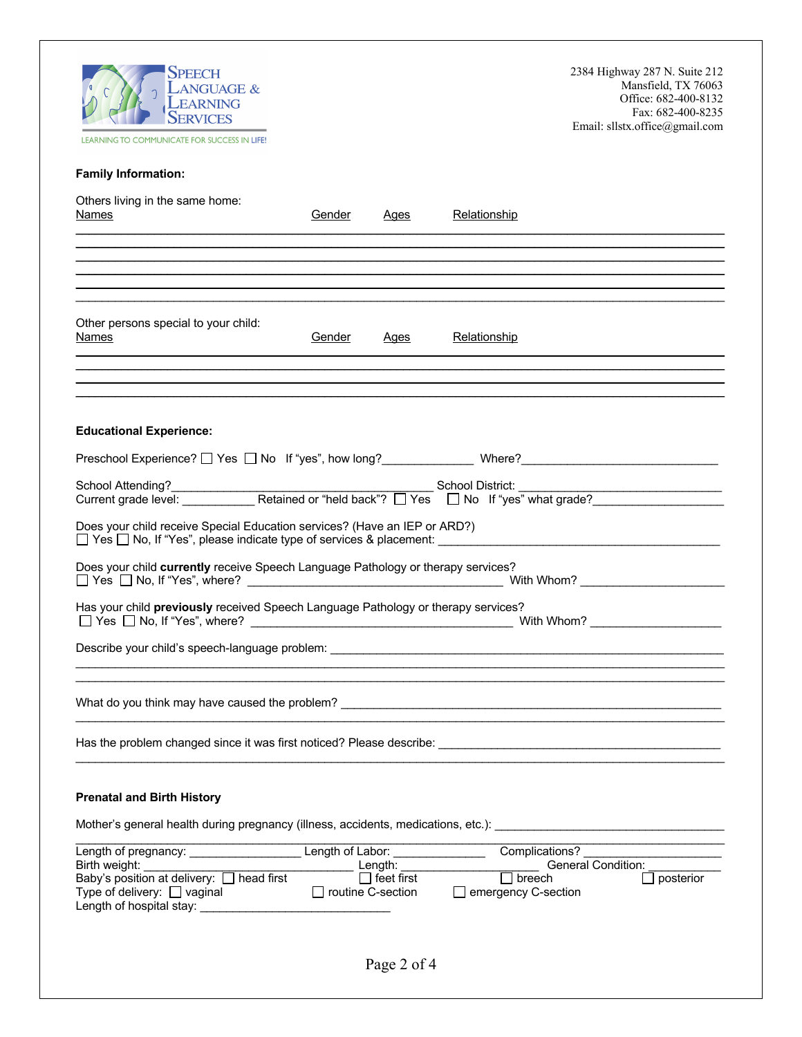**Speech Language & Learning Services**
LEARNING TO COMMUNICATE FOR SUCCESS IN LIFE!

2384 Highway 287 N. Suite 212
Mansfield, TX 76063
Office: 682-400-8132
Fax: 682-400-8235
Email: sllstx.office@gmail.com

**Family Information:**

Others living in the same home:

| Names | Gender | Ages | Relationship |
|---|---|---|---|
| | | | |
| | | | |
| | | | |
| | | | |
| | | | |
| | | | |

Other persons special to your child:

| Names | Gender | Ages | Relationship |
|---|---|---|---|
| | | | |
| | | | |
| | | | |
| | | | |

**Educational Experience:**

Preschool Experience? ☐ Yes ☐ No If "yes", how long?______________ Where?______________________________

School Attending?________________________________________ School District: ______________________________
Current grade level: ___________ Retained or "held back"? ☐ Yes ☐ No If "yes" what grade?____________________

Does your child receive Special Education services? (Have an IEP or ARD?)
☐ Yes ☐ No, If "Yes", please indicate type of services & placement: ___________________________________________

Does your child **currently** receive Speech Language Pathology or therapy services?
☐ Yes ☐ No, If "Yes", where? _______________________________________ With Whom? _____________________

Has your child **previously** received Speech Language Pathology or therapy services?
☐ Yes ☐ No, If "Yes", where? _______________________________________ With Whom? ____________________

Describe your child's speech-language problem: _______________________________________________________________
_____________________________________________________________________________________________
_____________________________________________________________________________________________

What do you think may have caused the problem? _______________________________________________________
_____________________________________________________________________________________________

Has the problem changed since it was first noticed? Please describe: ___________________________________________
_____________________________________________________________________________________________

**Prenatal and Birth History**

Mother's general health during pregnancy (illness, accidents, medications, etc.): ___________________________________
_____________________________________________________________________________________________
Length of pregnancy: _________________ Length of Labor: ______________ Complications? ____________________
Birth weight: _______________________________ Length: _____________________ General Condition: ___________
Baby's position at delivery: ☐ head first ☐ feet first ☐ breech ☐ posterior
Type of delivery: ☐ vaginal ☐ routine C-section ☐ emergency C-section
Length of hospital stay: ____________________________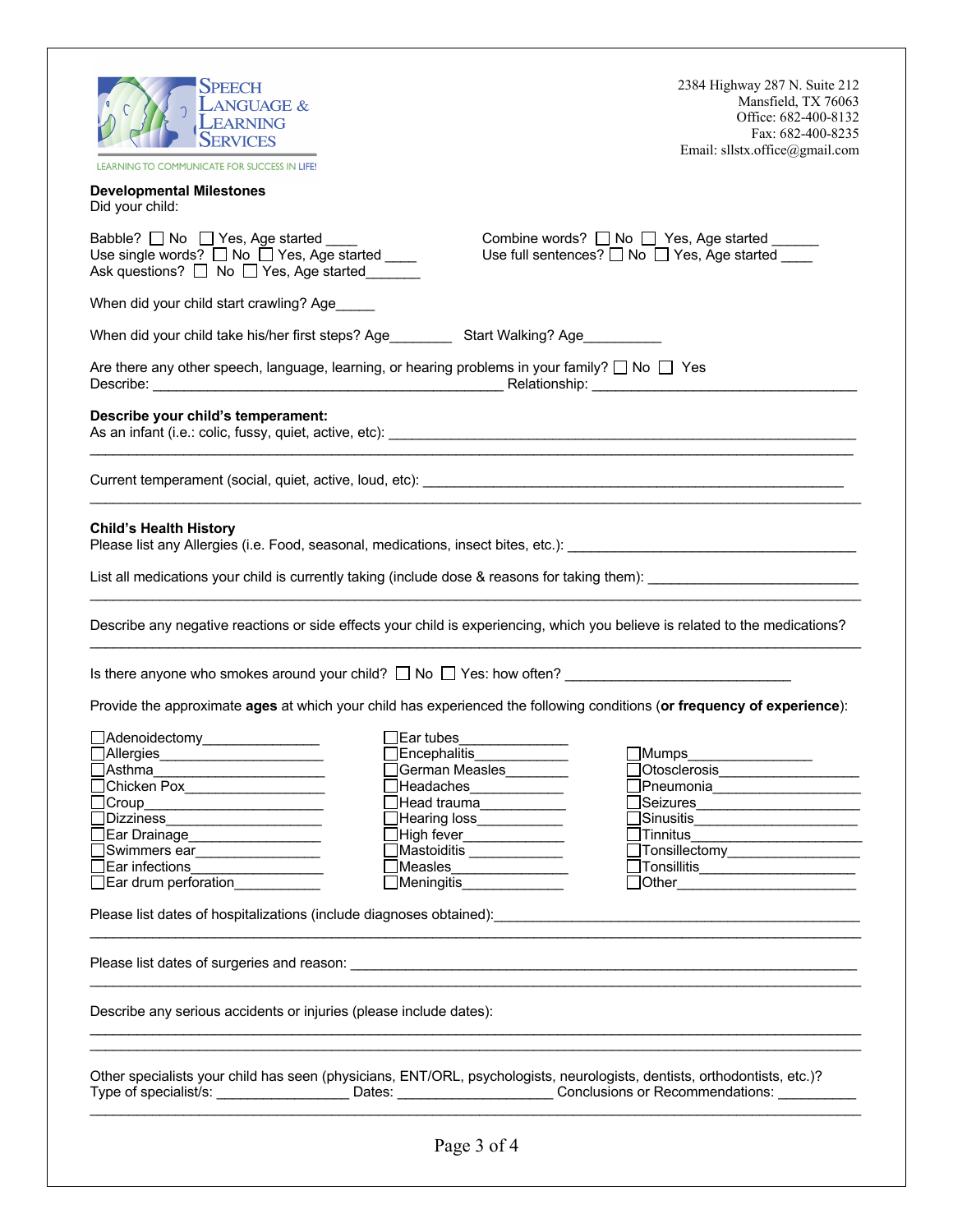**SPEECH LANGUAGE & LEARNING SERVICES**
LEARNING TO COMMUNICATE FOR SUCCESS IN LIFE!

2384 Highway 287 N. Suite 212
Mansfield, TX 76063
Office: 682-400-8132
Fax: 682-400-8235
Email: sllstx.office@gmail.com

**Developmental Milestones**
Did your child:

Babble? ☐ No ☐ Yes, Age started ____
Use single words? ☐ No ☐ Yes, Age started ____
Ask questions? ☐ No ☐ Yes, Age started_______
Combine words? ☐ No ☐ Yes, Age started ______
Use full sentences? ☐ No ☐ Yes, Age started ____

When did your child start crawling? Age_____

When did your child take his/her first steps? Age________ Start Walking? Age__________

Are there any other speech, language, learning, or hearing problems in your family? ☐ No ☐ Yes
Describe: ____________________________________________ Relationship: ___________________________________

**Describe your child's temperament:**
As an infant (i.e.: colic, fussy, quiet, active, etc): ______________________________________________________________
_____________________________________________________________________________________________

Current temperament (social, quiet, active, loud, etc): _____________________________________________________
_____________________________________________________________________________________________

**Child's Health History**
Please list any Allergies (i.e. Food, seasonal, medications, insect bites, etc.): ______________________________________

List all medications your child is currently taking (include dose & reasons for taking them): __________________________
_____________________________________________________________________________________________

Describe any negative reactions or side effects your child is experiencing, which you believe is related to the medications?
_____________________________________________________________________________________________

Is there anyone who smokes around your child? ☐ No ☐ Yes: how often? ____________________________

Provide the approximate **ages** at which your child has experienced the following conditions (**or frequency of experience**):

☐Adenoidectomy_______________
☐Allergies____________________
☐Asthma_____________________
☐Chicken Pox_________________
☐Croup______________________
☐Dizziness____________________
☐Ear Drainage________________
☐Swimmers ear_______________
☐Ear infections_______________
☐Ear drum perforation__________
☐Ear tubes_____________
☐Encephalitis___________
☐German Measles________
☐Headaches____________
☐Head trauma__________
☐Hearing loss__________
☐High fever____________
☐Mastoiditis ___________
☐Measles______________
☐Meningitis_____________
☐Mumps_______________
☐Otosclerosis_________________
☐Pneumonia__________________
☐Seizures____________________
☐Sinusitis____________________
☐Tinnitus_____________________
☐Tonsillectomy________________
☐Tonsillitis___________________
☐Other_______________________

Please list dates of hospitalizations (include diagnoses obtained):_______________________________________________
_____________________________________________________________________________________________

Please list dates of surgeries and reason: __________________________________________________________________
_____________________________________________________________________________________________

Describe any serious accidents or injuries (please include dates):
_____________________________________________________________________________________________
_____________________________________________________________________________________________

Other specialists your child has seen (physicians, ENT/ORL, psychologists, neurologists, dentists, orthodontists, etc.)?
Type of specialist/s: ________________ Dates: ___________________ Conclusions or Recommendations: _________
_____________________________________________________________________________________________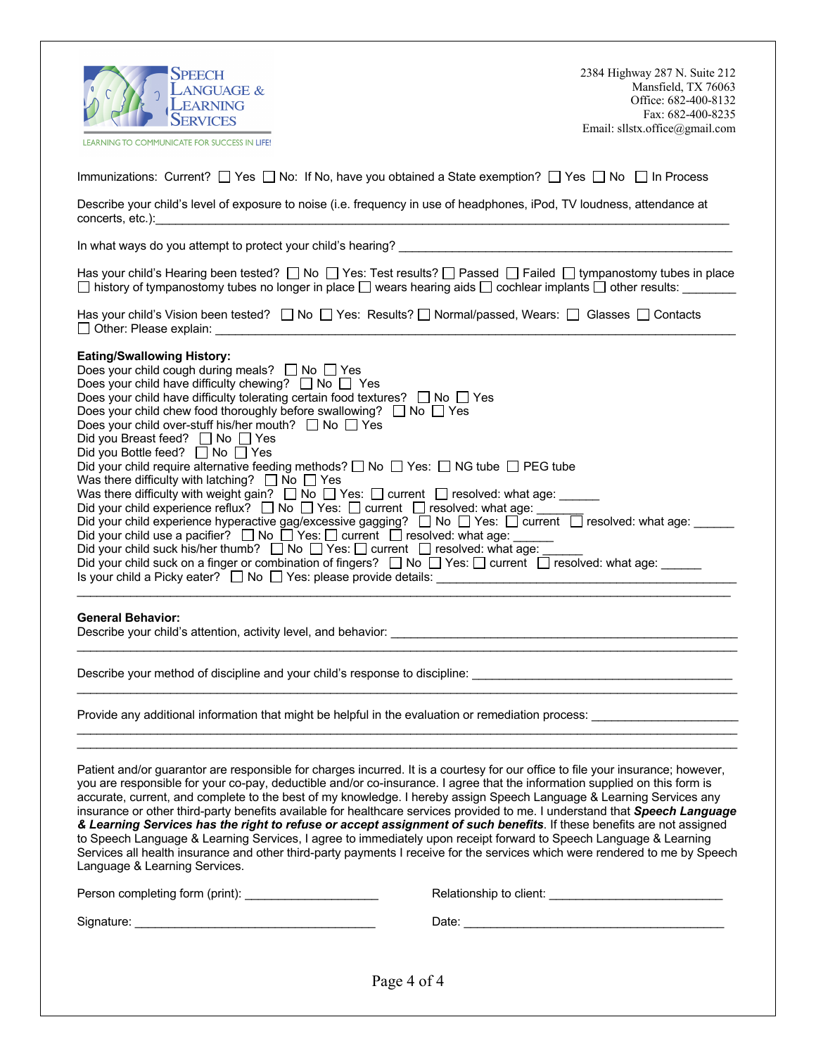**SPEECH LANGUAGE & LEARNING SERVICES**
LEARNING TO COMMUNICATE FOR SUCCESS IN LIFE!

2384 Highway 287 N. Suite 212
Mansfield, TX 76063
Office: 682-400-8132
Fax: 682-400-8235
Email: sllstx.office@gmail.com

Immunizations: Current? ☐ Yes ☐ No: If No, have you obtained a State exemption? ☐ Yes ☐ No ☐ In Process

Describe your child's level of exposure to noise (i.e. frequency in use of headphones, iPod, TV loudness, attendance at concerts, etc.):_______________________________________________

In what ways do you attempt to protect your child's hearing? _______________________________________________

Has your child's Hearing been tested? ☐ No ☐ Yes: Test results? ☐ Passed ☐ Failed ☐ tympanostomy tubes in place ☐ history of tympanostomy tubes no longer in place ☐ wears hearing aids ☐ cochlear implants ☐ other results: ________

Has your child's Vision been tested? ☐ No ☐ Yes: Results? ☐ Normal/passed, Wears: ☐ Glasses ☐ Contacts ☐ Other: Please explain: _______________________________________________

**Eating/Swallowing History:**

Does your child cough during meals? ☐ No ☐ Yes
Does your child have difficulty chewing? ☐ No ☐ Yes
Does your child have difficulty tolerating certain food textures? ☐ No ☐ Yes
Does your child chew food thoroughly before swallowing? ☐ No ☐ Yes
Does your child over-stuff his/her mouth? ☐ No ☐ Yes
Did you Breast feed? ☐ No ☐ Yes
Did you Bottle feed? ☐ No ☐ Yes
Did your child require alternative feeding methods? ☐ No ☐ Yes: ☐ NG tube ☐ PEG tube
Was there difficulty with latching? ☐ No ☐ Yes
Was there difficulty with weight gain? ☐ No ☐ Yes: ☐ current ☐ resolved: what age: ______
Did your child experience reflux? ☐ No ☐ Yes: ☐ current ☐ resolved: what age: ______
Did your child experience hyperactive gag/excessive gagging? ☐ No ☐ Yes: ☐ current ☐ resolved: what age: ______
Did your child use a pacifier? ☐ No ☐ Yes: ☐ current ☐ resolved: what age: ______
Did your child suck his/her thumb? ☐ No ☐ Yes: ☐ current ☐ resolved: what age: ______
Did your child suck on a finger or combination of fingers? ☐ No ☐ Yes: ☐ current ☐ resolved: what age: ______
Is your child a Picky eater? ☐ No ☐ Yes: please provide details: _______________________________________________
_______________________________________________

**General Behavior:**

Describe your child's attention, activity level, and behavior: _______________________________________________
_______________________________________________

Describe your method of discipline and your child's response to discipline: _______________________________________________
_______________________________________________

Provide any additional information that might be helpful in the evaluation or remediation process: ______________________
_______________________________________________
_______________________________________________

Patient and/or guarantor are responsible for charges incurred. It is a courtesy for our office to file your insurance; however, you are responsible for your co-pay, deductible and/or co-insurance. I agree that the information supplied on this form is accurate, current, and complete to the best of my knowledge. I hereby assign Speech Language & Learning Services any insurance or other third-party benefits available for healthcare services provided to me. I understand that ***Speech Language & Learning Services has the right to refuse or accept assignment of such benefits***. If these benefits are not assigned to Speech Language & Learning Services, I agree to immediately upon receipt forward to Speech Language & Learning Services all health insurance and other third-party payments I receive for the services which were rendered to me by Speech Language & Learning Services.

Person completing form (print): ____________________ Relationship to client: __________________________

Signature: ____________________________________ Date: ______________________________________